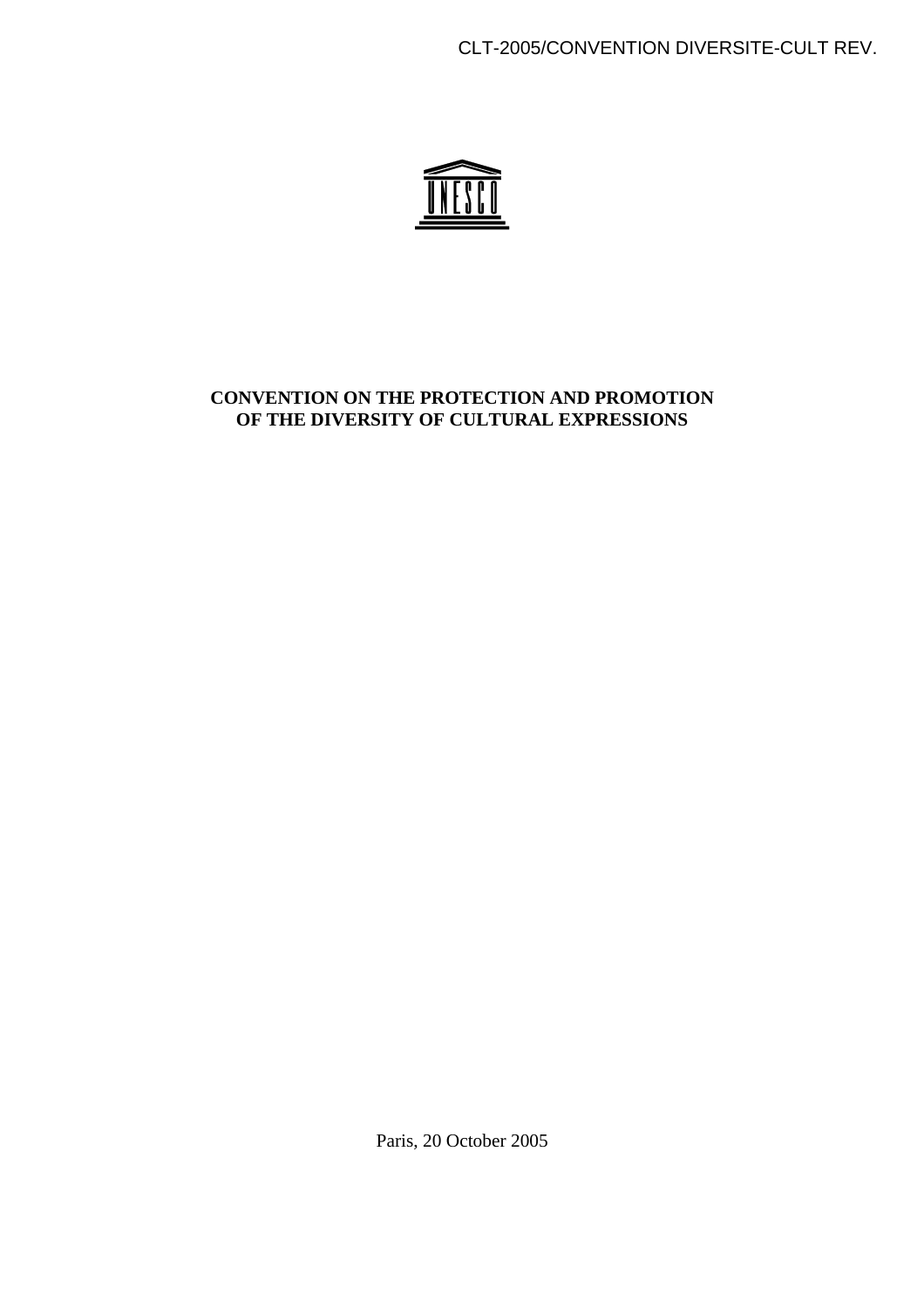CLT-2005/CONVENTION DIVERSITE-CULT REV.

UNESCO

# CONVENTION ON THE PROTECTION AND PROMOTION OF THE DIVERSITY OF CULTURAL EXPRESSIONS

Paris, 20 October 2005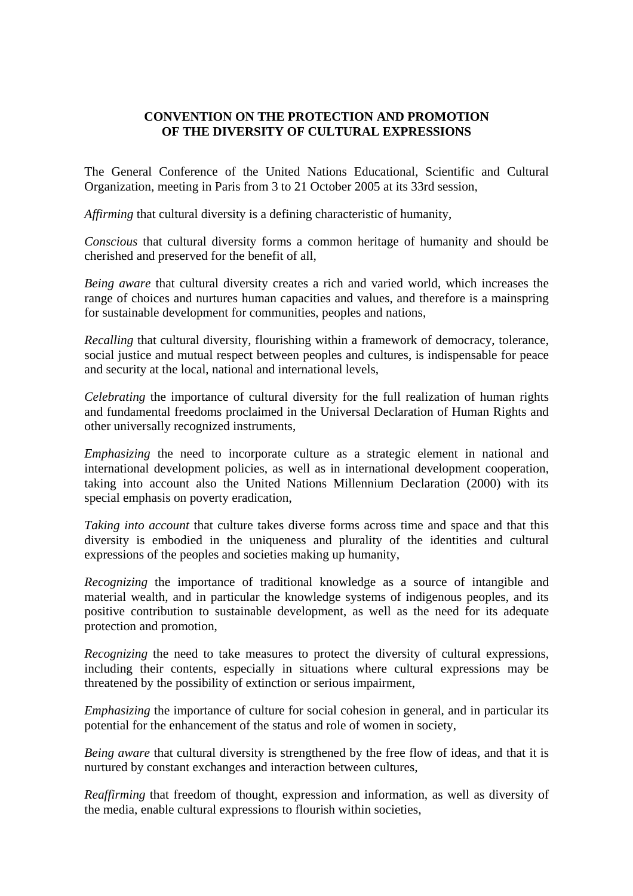**CONVENTION ON THE PROTECTION AND PROMOTION OF THE DIVERSITY OF CULTURAL EXPRESSIONS**

The General Conference of the United Nations Educational, Scientific and Cultural Organization, meeting in Paris from 3 to 21 October 2005 at its 33rd session,

*Affirming* that cultural diversity is a defining characteristic of humanity,

*Conscious* that cultural diversity forms a common heritage of humanity and should be cherished and preserved for the benefit of all,

*Being aware* that cultural diversity creates a rich and varied world, which increases the range of choices and nurtures human capacities and values, and therefore is a mainspring for sustainable development for communities, peoples and nations,

*Recalling* that cultural diversity, flourishing within a framework of democracy, tolerance, social justice and mutual respect between peoples and cultures, is indispensable for peace and security at the local, national and international levels,

*Celebrating* the importance of cultural diversity for the full realization of human rights and fundamental freedoms proclaimed in the Universal Declaration of Human Rights and other universally recognized instruments,

*Emphasizing* the need to incorporate culture as a strategic element in national and international development policies, as well as in international development cooperation, taking into account also the United Nations Millennium Declaration (2000) with its special emphasis on poverty eradication,

*Taking into account* that culture takes diverse forms across time and space and that this diversity is embodied in the uniqueness and plurality of the identities and cultural expressions of the peoples and societies making up humanity,

*Recognizing* the importance of traditional knowledge as a source of intangible and material wealth, and in particular the knowledge systems of indigenous peoples, and its positive contribution to sustainable development, as well as the need for its adequate protection and promotion,

*Recognizing* the need to take measures to protect the diversity of cultural expressions, including their contents, especially in situations where cultural expressions may be threatened by the possibility of extinction or serious impairment,

*Emphasizing* the importance of culture for social cohesion in general, and in particular its potential for the enhancement of the status and role of women in society,

*Being aware* that cultural diversity is strengthened by the free flow of ideas, and that it is nurtured by constant exchanges and interaction between cultures,

*Reaffirming* that freedom of thought, expression and information, as well as diversity of the media, enable cultural expressions to flourish within societies,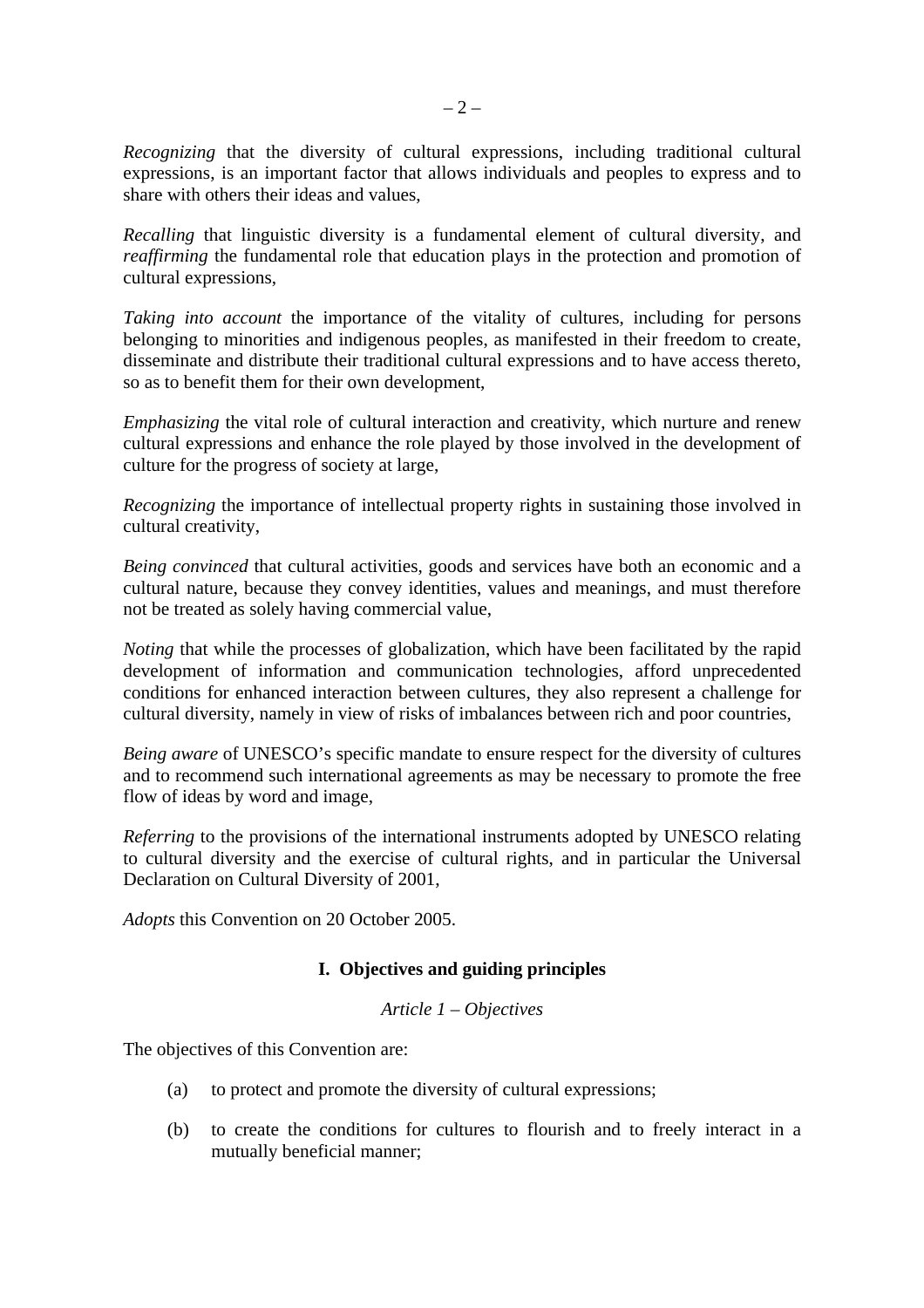*Recognizing* that the diversity of cultural expressions, including traditional cultural expressions, is an important factor that allows individuals and peoples to express and to share with others their ideas and values,

*Recalling* that linguistic diversity is a fundamental element of cultural diversity, and *reaffirming* the fundamental role that education plays in the protection and promotion of cultural expressions,

*Taking into account* the importance of the vitality of cultures, including for persons belonging to minorities and indigenous peoples, as manifested in their freedom to create, disseminate and distribute their traditional cultural expressions and to have access thereto, so as to benefit them for their own development,

*Emphasizing* the vital role of cultural interaction and creativity, which nurture and renew cultural expressions and enhance the role played by those involved in the development of culture for the progress of society at large,

*Recognizing* the importance of intellectual property rights in sustaining those involved in cultural creativity,

*Being convinced* that cultural activities, goods and services have both an economic and a cultural nature, because they convey identities, values and meanings, and must therefore not be treated as solely having commercial value,

*Noting* that while the processes of globalization, which have been facilitated by the rapid development of information and communication technologies, afford unprecedented conditions for enhanced interaction between cultures, they also represent a challenge for cultural diversity, namely in view of risks of imbalances between rich and poor countries,

*Being aware* of UNESCO's specific mandate to ensure respect for the diversity of cultures and to recommend such international agreements as may be necessary to promote the free flow of ideas by word and image,

*Referring* to the provisions of the international instruments adopted by UNESCO relating to cultural diversity and the exercise of cultural rights, and in particular the Universal Declaration on Cultural Diversity of 2001,

*Adopts* this Convention on 20 October 2005.

## I. Objectives and guiding principles

### *Article 1 – Objectives*

The objectives of this Convention are:

(a) to protect and promote the diversity of cultural expressions;

(b) to create the conditions for cultures to flourish and to freely interact in a mutually beneficial manner;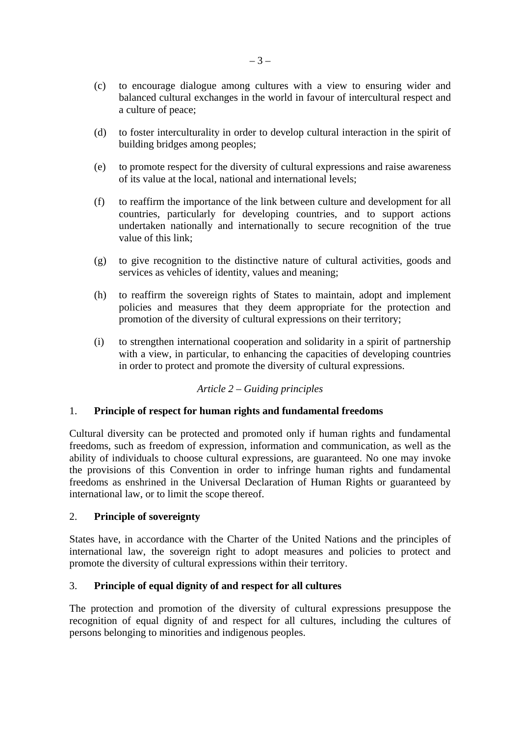(c) to encourage dialogue among cultures with a view to ensuring wider and balanced cultural exchanges in the world in favour of intercultural respect and a culture of peace;

(d) to foster interculturality in order to develop cultural interaction in the spirit of building bridges among peoples;

(e) to promote respect for the diversity of cultural expressions and raise awareness of its value at the local, national and international levels;

(f) to reaffirm the importance of the link between culture and development for all countries, particularly for developing countries, and to support actions undertaken nationally and internationally to secure recognition of the true value of this link;

(g) to give recognition to the distinctive nature of cultural activities, goods and services as vehicles of identity, values and meaning;

(h) to reaffirm the sovereign rights of States to maintain, adopt and implement policies and measures that they deem appropriate for the protection and promotion of the diversity of cultural expressions on their territory;

(i) to strengthen international cooperation and solidarity in a spirit of partnership with a view, in particular, to enhancing the capacities of developing countries in order to protect and promote the diversity of cultural expressions.

*Article 2 – Guiding principles*

1. **Principle of respect for human rights and fundamental freedoms**

Cultural diversity can be protected and promoted only if human rights and fundamental freedoms, such as freedom of expression, information and communication, as well as the ability of individuals to choose cultural expressions, are guaranteed. No one may invoke the provisions of this Convention in order to infringe human rights and fundamental freedoms as enshrined in the Universal Declaration of Human Rights or guaranteed by international law, or to limit the scope thereof.

2. **Principle of sovereignty**

States have, in accordance with the Charter of the United Nations and the principles of international law, the sovereign right to adopt measures and policies to protect and promote the diversity of cultural expressions within their territory.

3. **Principle of equal dignity of and respect for all cultures**

The protection and promotion of the diversity of cultural expressions presuppose the recognition of equal dignity of and respect for all cultures, including the cultures of persons belonging to minorities and indigenous peoples.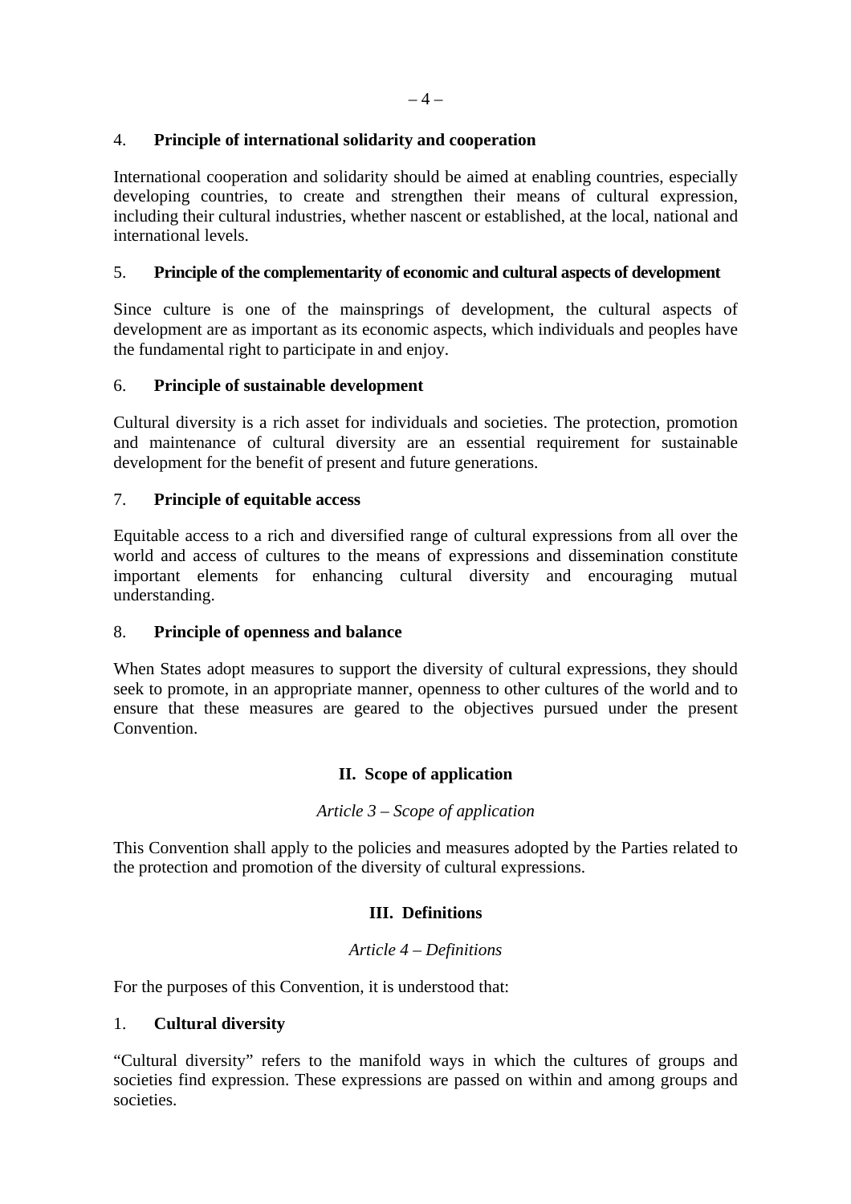4. **Principle of international solidarity and cooperation**

International cooperation and solidarity should be aimed at enabling countries, especially developing countries, to create and strengthen their means of cultural expression, including their cultural industries, whether nascent or established, at the local, national and international levels.

5. **Principle of the complementarity of economic and cultural aspects of development**

Since culture is one of the mainsprings of development, the cultural aspects of development are as important as its economic aspects, which individuals and peoples have the fundamental right to participate in and enjoy.

6. **Principle of sustainable development**

Cultural diversity is a rich asset for individuals and societies. The protection, promotion and maintenance of cultural diversity are an essential requirement for sustainable development for the benefit of present and future generations.

7. **Principle of equitable access**

Equitable access to a rich and diversified range of cultural expressions from all over the world and access of cultures to the means of expressions and dissemination constitute important elements for enhancing cultural diversity and encouraging mutual understanding.

8. **Principle of openness and balance**

When States adopt measures to support the diversity of cultural expressions, they should seek to promote, in an appropriate manner, openness to other cultures of the world and to ensure that these measures are geared to the objectives pursued under the present Convention.

## II. Scope of application

*Article 3 – Scope of application*

This Convention shall apply to the policies and measures adopted by the Parties related to the protection and promotion of the diversity of cultural expressions.

## III. Definitions

*Article 4 – Definitions*

For the purposes of this Convention, it is understood that:

1. **Cultural diversity**

"Cultural diversity" refers to the manifold ways in which the cultures of groups and societies find expression. These expressions are passed on within and among groups and societies.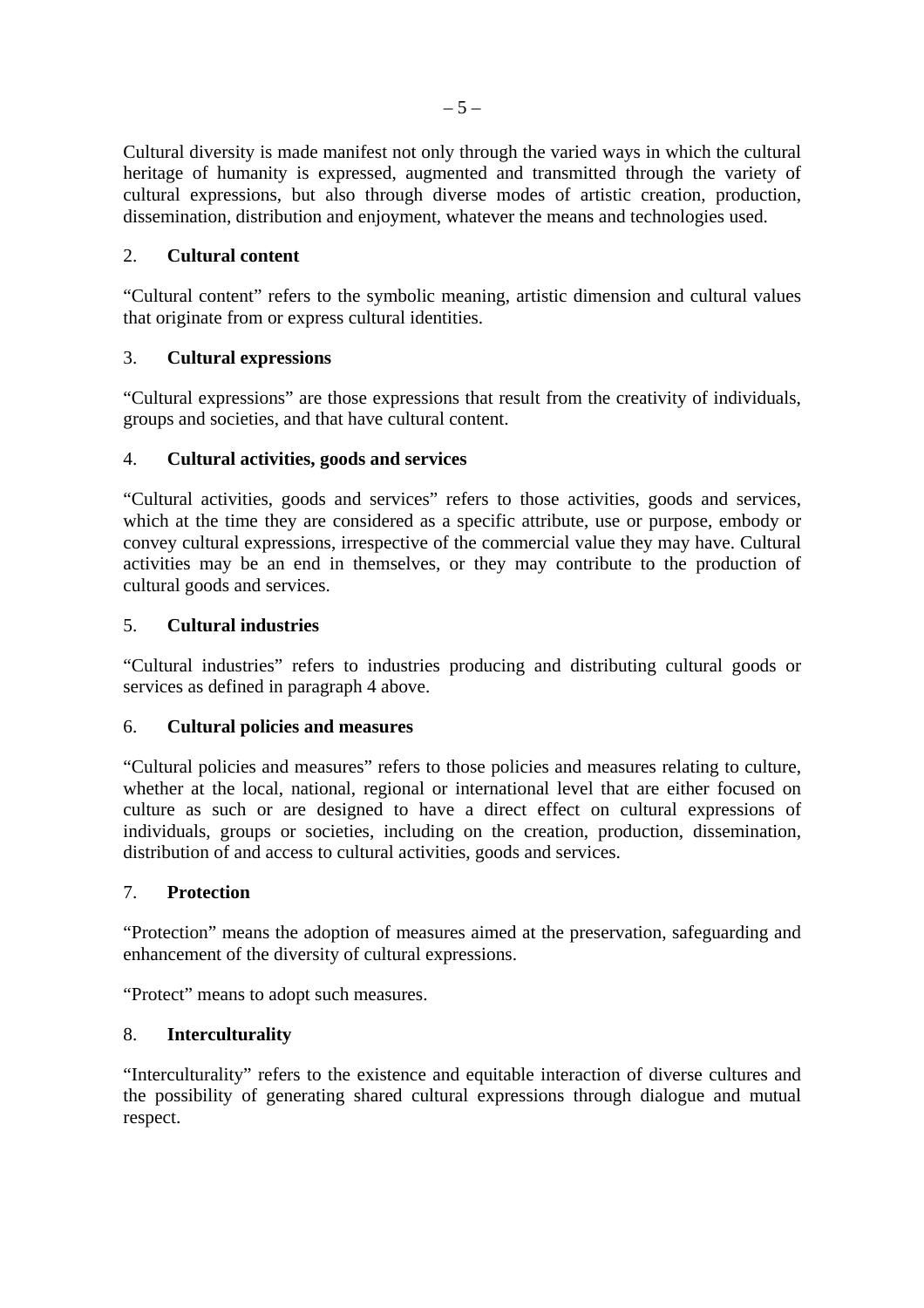Cultural diversity is made manifest not only through the varied ways in which the cultural heritage of humanity is expressed, augmented and transmitted through the variety of cultural expressions, but also through diverse modes of artistic creation, production, dissemination, distribution and enjoyment, whatever the means and technologies used.

2. **Cultural content**

"Cultural content" refers to the symbolic meaning, artistic dimension and cultural values that originate from or express cultural identities.

3. **Cultural expressions**

"Cultural expressions" are those expressions that result from the creativity of individuals, groups and societies, and that have cultural content.

4. **Cultural activities, goods and services**

"Cultural activities, goods and services" refers to those activities, goods and services, which at the time they are considered as a specific attribute, use or purpose, embody or convey cultural expressions, irrespective of the commercial value they may have. Cultural activities may be an end in themselves, or they may contribute to the production of cultural goods and services.

5. **Cultural industries**

"Cultural industries" refers to industries producing and distributing cultural goods or services as defined in paragraph 4 above.

6. **Cultural policies and measures**

"Cultural policies and measures" refers to those policies and measures relating to culture, whether at the local, national, regional or international level that are either focused on culture as such or are designed to have a direct effect on cultural expressions of individuals, groups or societies, including on the creation, production, dissemination, distribution of and access to cultural activities, goods and services.

7. **Protection**

"Protection" means the adoption of measures aimed at the preservation, safeguarding and enhancement of the diversity of cultural expressions.

"Protect" means to adopt such measures.

8. **Interculturality**

"Interculturality" refers to the existence and equitable interaction of diverse cultures and the possibility of generating shared cultural expressions through dialogue and mutual respect.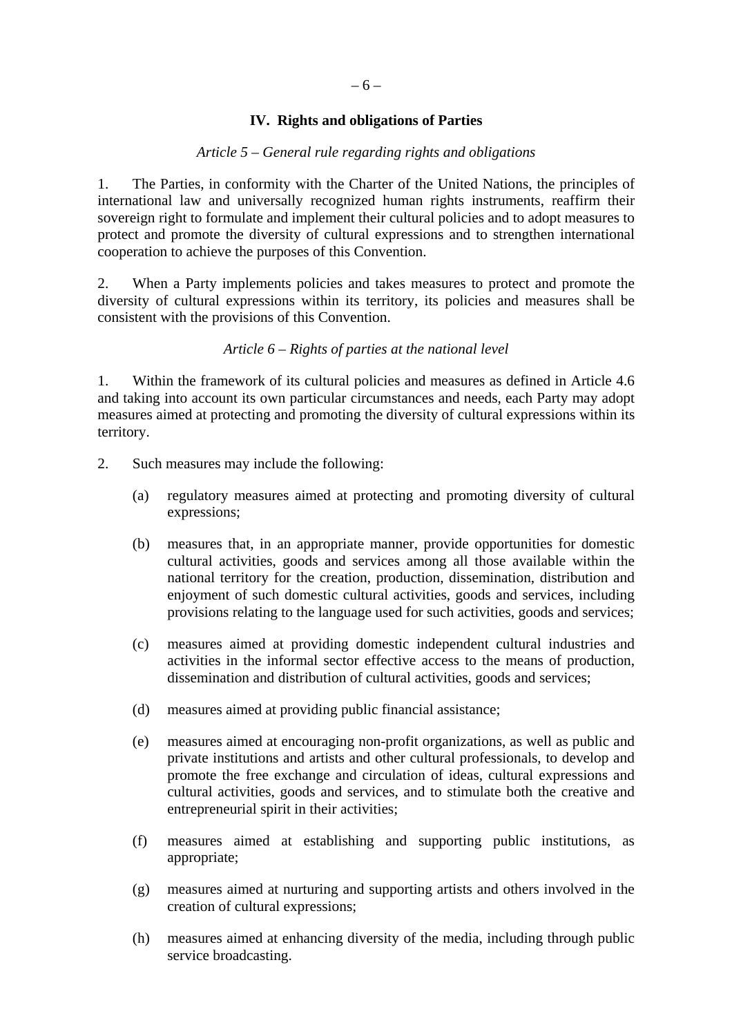## IV. Rights and obligations of Parties

### *Article 5 – General rule regarding rights and obligations*

1. The Parties, in conformity with the Charter of the United Nations, the principles of international law and universally recognized human rights instruments, reaffirm their sovereign right to formulate and implement their cultural policies and to adopt measures to protect and promote the diversity of cultural expressions and to strengthen international cooperation to achieve the purposes of this Convention.

2. When a Party implements policies and takes measures to protect and promote the diversity of cultural expressions within its territory, its policies and measures shall be consistent with the provisions of this Convention.

### *Article 6 – Rights of parties at the national level*

1. Within the framework of its cultural policies and measures as defined in Article 4.6 and taking into account its own particular circumstances and needs, each Party may adopt measures aimed at protecting and promoting the diversity of cultural expressions within its territory.

2. Such measures may include the following:

   (a) regulatory measures aimed at protecting and promoting diversity of cultural expressions;

   (b) measures that, in an appropriate manner, provide opportunities for domestic cultural activities, goods and services among all those available within the national territory for the creation, production, dissemination, distribution and enjoyment of such domestic cultural activities, goods and services, including provisions relating to the language used for such activities, goods and services;

   (c) measures aimed at providing domestic independent cultural industries and activities in the informal sector effective access to the means of production, dissemination and distribution of cultural activities, goods and services;

   (d) measures aimed at providing public financial assistance;

   (e) measures aimed at encouraging non-profit organizations, as well as public and private institutions and artists and other cultural professionals, to develop and promote the free exchange and circulation of ideas, cultural expressions and cultural activities, goods and services, and to stimulate both the creative and entrepreneurial spirit in their activities;

   (f) measures aimed at establishing and supporting public institutions, as appropriate;

   (g) measures aimed at nurturing and supporting artists and others involved in the creation of cultural expressions;

   (h) measures aimed at enhancing diversity of the media, including through public service broadcasting.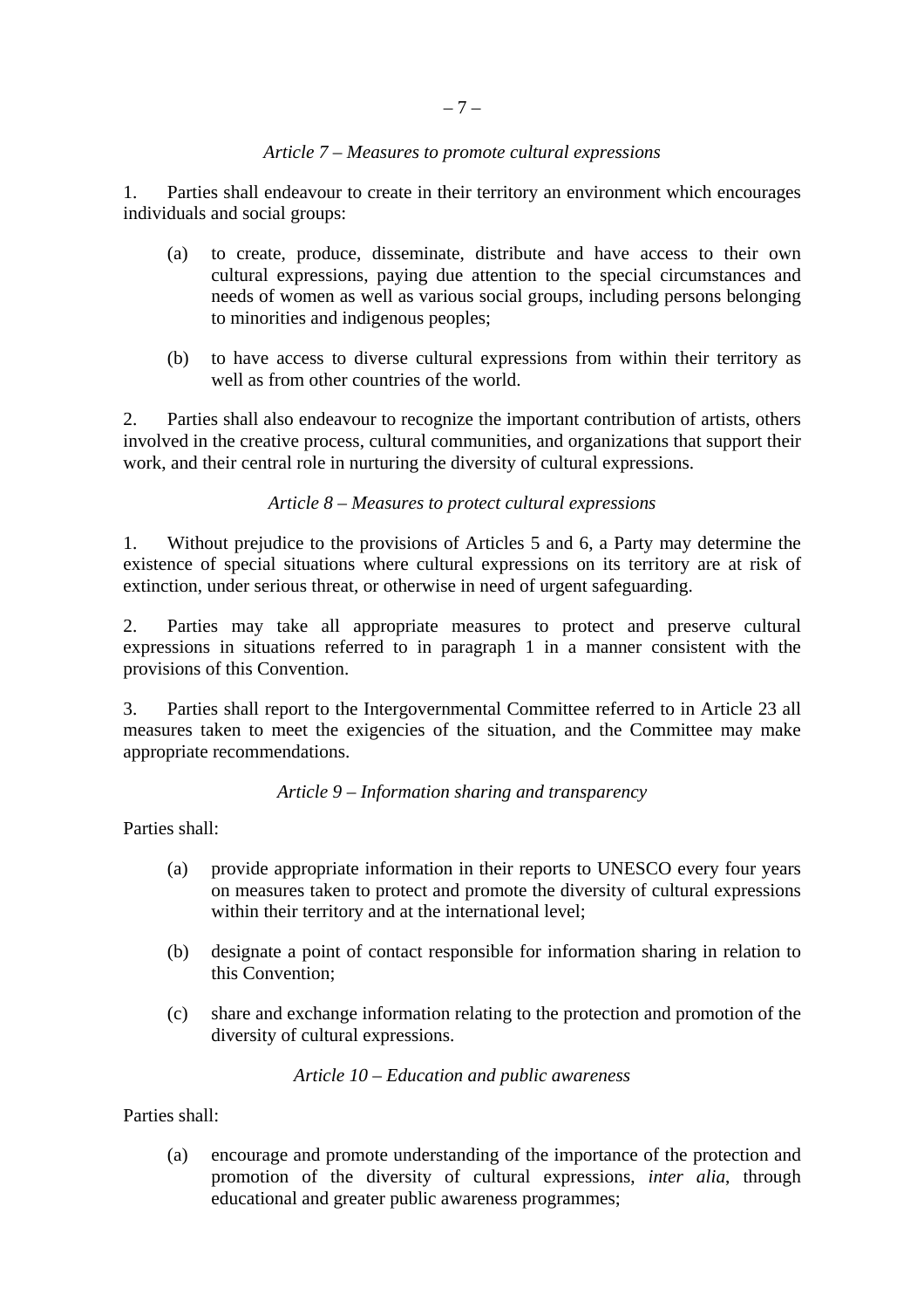*Article 7 – Measures to promote cultural expressions*

1. Parties shall endeavour to create in their territory an environment which encourages individuals and social groups:

(a) to create, produce, disseminate, distribute and have access to their own cultural expressions, paying due attention to the special circumstances and needs of women as well as various social groups, including persons belonging to minorities and indigenous peoples;

(b) to have access to diverse cultural expressions from within their territory as well as from other countries of the world.

2. Parties shall also endeavour to recognize the important contribution of artists, others involved in the creative process, cultural communities, and organizations that support their work, and their central role in nurturing the diversity of cultural expressions.

*Article 8 – Measures to protect cultural expressions*

1. Without prejudice to the provisions of Articles 5 and 6, a Party may determine the existence of special situations where cultural expressions on its territory are at risk of extinction, under serious threat, or otherwise in need of urgent safeguarding.

2. Parties may take all appropriate measures to protect and preserve cultural expressions in situations referred to in paragraph 1 in a manner consistent with the provisions of this Convention.

3. Parties shall report to the Intergovernmental Committee referred to in Article 23 all measures taken to meet the exigencies of the situation, and the Committee may make appropriate recommendations.

*Article 9 – Information sharing and transparency*

Parties shall:

(a) provide appropriate information in their reports to UNESCO every four years on measures taken to protect and promote the diversity of cultural expressions within their territory and at the international level;

(b) designate a point of contact responsible for information sharing in relation to this Convention;

(c) share and exchange information relating to the protection and promotion of the diversity of cultural expressions.

*Article 10 – Education and public awareness*

Parties shall:

(a) encourage and promote understanding of the importance of the protection and promotion of the diversity of cultural expressions, *inter alia*, through educational and greater public awareness programmes;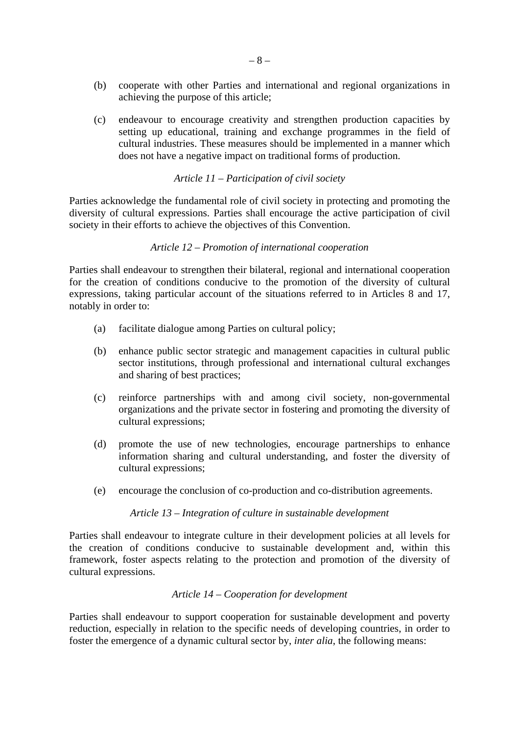(b) cooperate with other Parties and international and regional organizations in achieving the purpose of this article;

(c) endeavour to encourage creativity and strengthen production capacities by setting up educational, training and exchange programmes in the field of cultural industries. These measures should be implemented in a manner which does not have a negative impact on traditional forms of production.

*Article 11 – Participation of civil society*

Parties acknowledge the fundamental role of civil society in protecting and promoting the diversity of cultural expressions. Parties shall encourage the active participation of civil society in their efforts to achieve the objectives of this Convention.

*Article 12 – Promotion of international cooperation*

Parties shall endeavour to strengthen their bilateral, regional and international cooperation for the creation of conditions conducive to the promotion of the diversity of cultural expressions, taking particular account of the situations referred to in Articles 8 and 17, notably in order to:

(a) facilitate dialogue among Parties on cultural policy;

(b) enhance public sector strategic and management capacities in cultural public sector institutions, through professional and international cultural exchanges and sharing of best practices;

(c) reinforce partnerships with and among civil society, non-governmental organizations and the private sector in fostering and promoting the diversity of cultural expressions;

(d) promote the use of new technologies, encourage partnerships to enhance information sharing and cultural understanding, and foster the diversity of cultural expressions;

(e) encourage the conclusion of co-production and co-distribution agreements.

*Article 13 – Integration of culture in sustainable development*

Parties shall endeavour to integrate culture in their development policies at all levels for the creation of conditions conducive to sustainable development and, within this framework, foster aspects relating to the protection and promotion of the diversity of cultural expressions.

*Article 14 – Cooperation for development*

Parties shall endeavour to support cooperation for sustainable development and poverty reduction, especially in relation to the specific needs of developing countries, in order to foster the emergence of a dynamic cultural sector by, *inter alia*, the following means: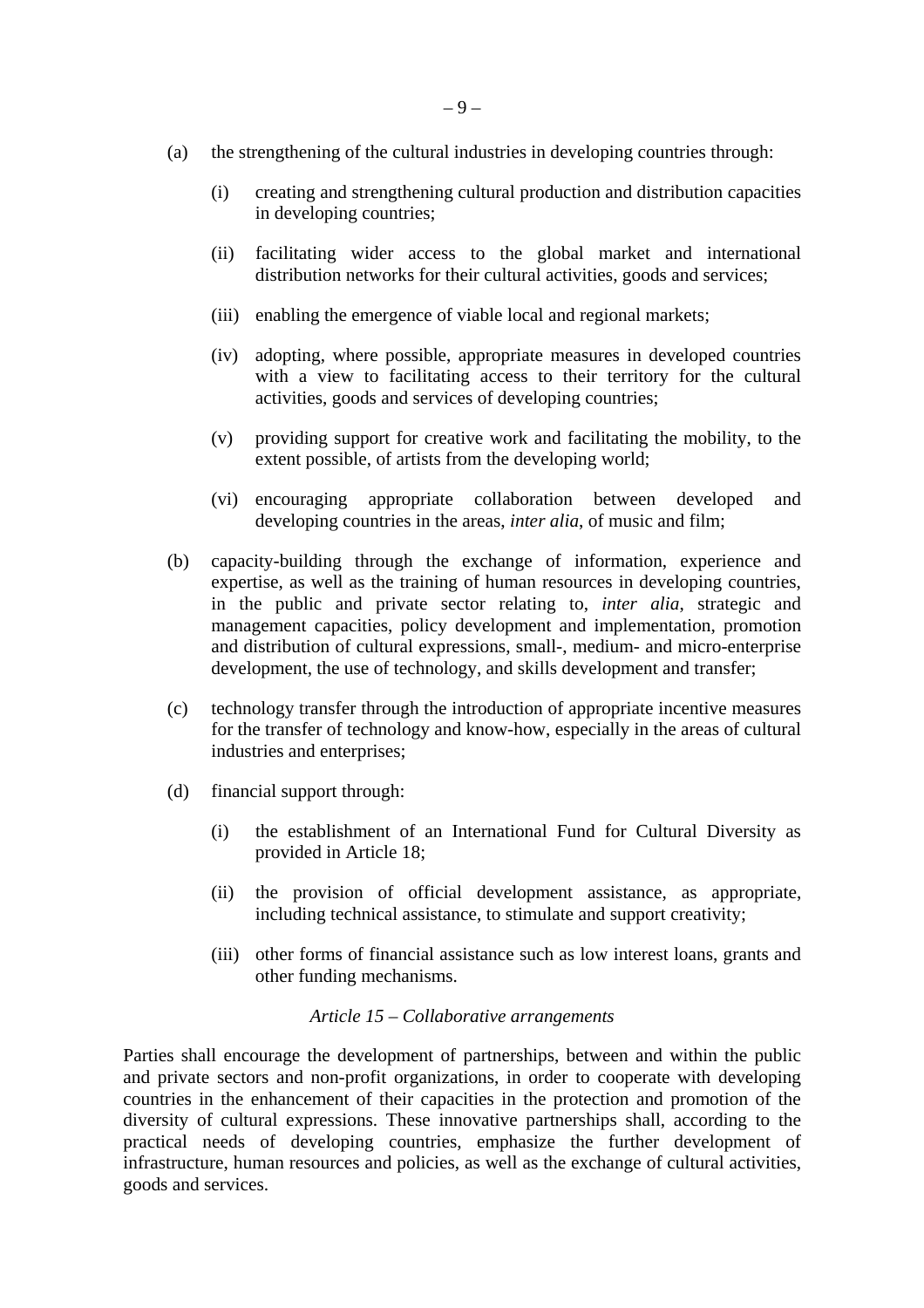(a) the strengthening of the cultural industries in developing countries through:

   (i) creating and strengthening cultural production and distribution capacities in developing countries;

   (ii) facilitating wider access to the global market and international distribution networks for their cultural activities, goods and services;

   (iii) enabling the emergence of viable local and regional markets;

   (iv) adopting, where possible, appropriate measures in developed countries with a view to facilitating access to their territory for the cultural activities, goods and services of developing countries;

   (v) providing support for creative work and facilitating the mobility, to the extent possible, of artists from the developing world;

   (vi) encouraging appropriate collaboration between developed and developing countries in the areas, *inter alia*, of music and film;

(b) capacity-building through the exchange of information, experience and expertise, as well as the training of human resources in developing countries, in the public and private sector relating to, *inter alia*, strategic and management capacities, policy development and implementation, promotion and distribution of cultural expressions, small-, medium- and micro-enterprise development, the use of technology, and skills development and transfer;

(c) technology transfer through the introduction of appropriate incentive measures for the transfer of technology and know-how, especially in the areas of cultural industries and enterprises;

(d) financial support through:

   (i) the establishment of an International Fund for Cultural Diversity as provided in Article 18;

   (ii) the provision of official development assistance, as appropriate, including technical assistance, to stimulate and support creativity;

   (iii) other forms of financial assistance such as low interest loans, grants and other funding mechanisms.

### *Article 15 – Collaborative arrangements*

Parties shall encourage the development of partnerships, between and within the public and private sectors and non-profit organizations, in order to cooperate with developing countries in the enhancement of their capacities in the protection and promotion of the diversity of cultural expressions. These innovative partnerships shall, according to the practical needs of developing countries, emphasize the further development of infrastructure, human resources and policies, as well as the exchange of cultural activities, goods and services.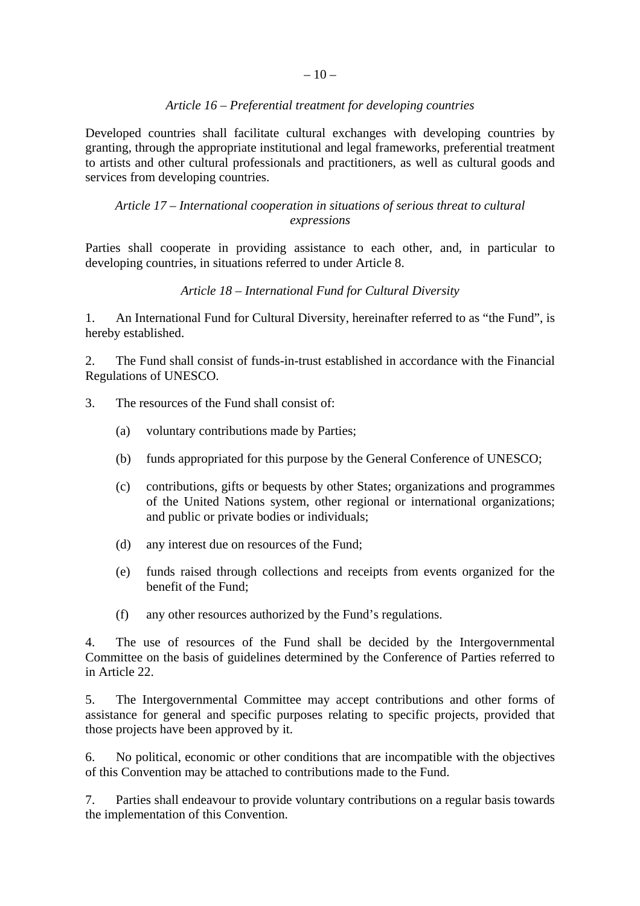*Article 16 – Preferential treatment for developing countries*

Developed countries shall facilitate cultural exchanges with developing countries by granting, through the appropriate institutional and legal frameworks, preferential treatment to artists and other cultural professionals and practitioners, as well as cultural goods and services from developing countries.

*Article 17 – International cooperation in situations of serious threat to cultural expressions*

Parties shall cooperate in providing assistance to each other, and, in particular to developing countries, in situations referred to under Article 8.

*Article 18 – International Fund for Cultural Diversity*

1. An International Fund for Cultural Diversity, hereinafter referred to as “the Fund”, is hereby established.

2. The Fund shall consist of funds-in-trust established in accordance with the Financial Regulations of UNESCO.

3. The resources of the Fund shall consist of:

   (a) voluntary contributions made by Parties;

   (b) funds appropriated for this purpose by the General Conference of UNESCO;

   (c) contributions, gifts or bequests by other States; organizations and programmes of the United Nations system, other regional or international organizations; and public or private bodies or individuals;

   (d) any interest due on resources of the Fund;

   (e) funds raised through collections and receipts from events organized for the benefit of the Fund;

   (f) any other resources authorized by the Fund’s regulations.

4. The use of resources of the Fund shall be decided by the Intergovernmental Committee on the basis of guidelines determined by the Conference of Parties referred to in Article 22.

5. The Intergovernmental Committee may accept contributions and other forms of assistance for general and specific purposes relating to specific projects, provided that those projects have been approved by it.

6. No political, economic or other conditions that are incompatible with the objectives of this Convention may be attached to contributions made to the Fund.

7. Parties shall endeavour to provide voluntary contributions on a regular basis towards the implementation of this Convention.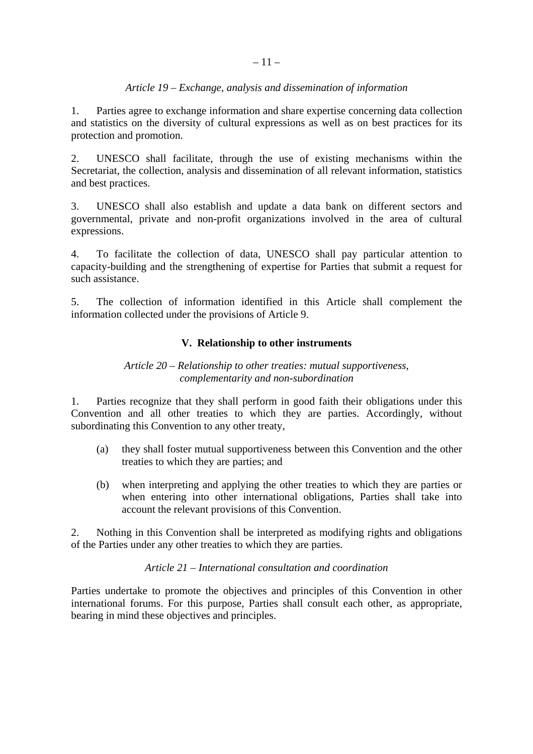*Article 19 – Exchange, analysis and dissemination of information*

1. Parties agree to exchange information and share expertise concerning data collection and statistics on the diversity of cultural expressions as well as on best practices for its protection and promotion.

2. UNESCO shall facilitate, through the use of existing mechanisms within the Secretariat, the collection, analysis and dissemination of all relevant information, statistics and best practices.

3. UNESCO shall also establish and update a data bank on different sectors and governmental, private and non-profit organizations involved in the area of cultural expressions.

4. To facilitate the collection of data, UNESCO shall pay particular attention to capacity-building and the strengthening of expertise for Parties that submit a request for such assistance.

5. The collection of information identified in this Article shall complement the information collected under the provisions of Article 9.

## V. Relationship to other instruments

*Article 20 – Relationship to other treaties: mutual supportiveness, complementarity and non-subordination*

1. Parties recognize that they shall perform in good faith their obligations under this Convention and all other treaties to which they are parties. Accordingly, without subordinating this Convention to any other treaty,

(a) they shall foster mutual supportiveness between this Convention and the other treaties to which they are parties; and

(b) when interpreting and applying the other treaties to which they are parties or when entering into other international obligations, Parties shall take into account the relevant provisions of this Convention.

2. Nothing in this Convention shall be interpreted as modifying rights and obligations of the Parties under any other treaties to which they are parties.

*Article 21 – International consultation and coordination*

Parties undertake to promote the objectives and principles of this Convention in other international forums. For this purpose, Parties shall consult each other, as appropriate, bearing in mind these objectives and principles.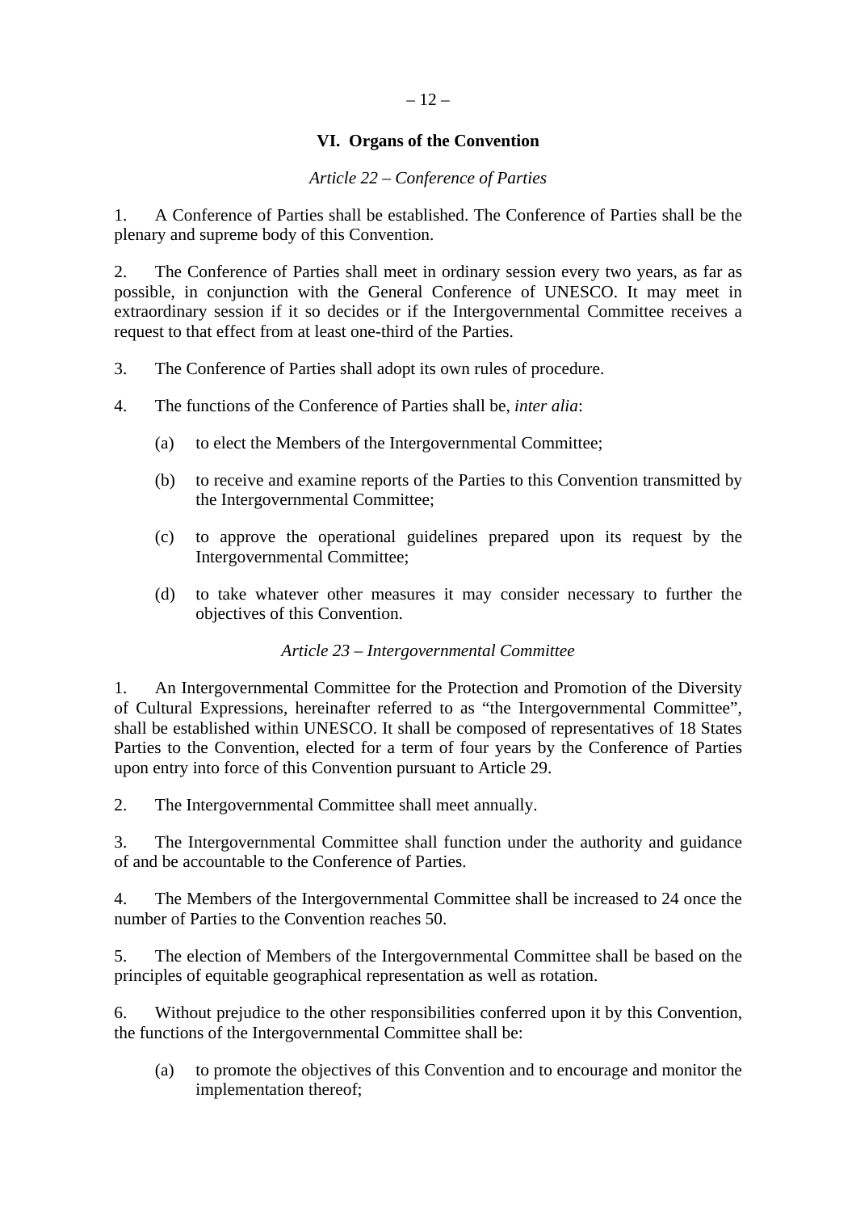## VI. Organs of the Convention

### *Article 22 – Conference of Parties*

1. A Conference of Parties shall be established. The Conference of Parties shall be the plenary and supreme body of this Convention.

2. The Conference of Parties shall meet in ordinary session every two years, as far as possible, in conjunction with the General Conference of UNESCO. It may meet in extraordinary session if it so decides or if the Intergovernmental Committee receives a request to that effect from at least one-third of the Parties.

3. The Conference of Parties shall adopt its own rules of procedure.

4. The functions of the Conference of Parties shall be, *inter alia*:

   (a) to elect the Members of the Intergovernmental Committee;

   (b) to receive and examine reports of the Parties to this Convention transmitted by the Intergovernmental Committee;

   (c) to approve the operational guidelines prepared upon its request by the Intergovernmental Committee;

   (d) to take whatever other measures it may consider necessary to further the objectives of this Convention.

### *Article 23 – Intergovernmental Committee*

1. An Intergovernmental Committee for the Protection and Promotion of the Diversity of Cultural Expressions, hereinafter referred to as "the Intergovernmental Committee", shall be established within UNESCO. It shall be composed of representatives of 18 States Parties to the Convention, elected for a term of four years by the Conference of Parties upon entry into force of this Convention pursuant to Article 29.

2. The Intergovernmental Committee shall meet annually.

3. The Intergovernmental Committee shall function under the authority and guidance of and be accountable to the Conference of Parties.

4. The Members of the Intergovernmental Committee shall be increased to 24 once the number of Parties to the Convention reaches 50.

5. The election of Members of the Intergovernmental Committee shall be based on the principles of equitable geographical representation as well as rotation.

6. Without prejudice to the other responsibilities conferred upon it by this Convention, the functions of the Intergovernmental Committee shall be:

   (a) to promote the objectives of this Convention and to encourage and monitor the implementation thereof;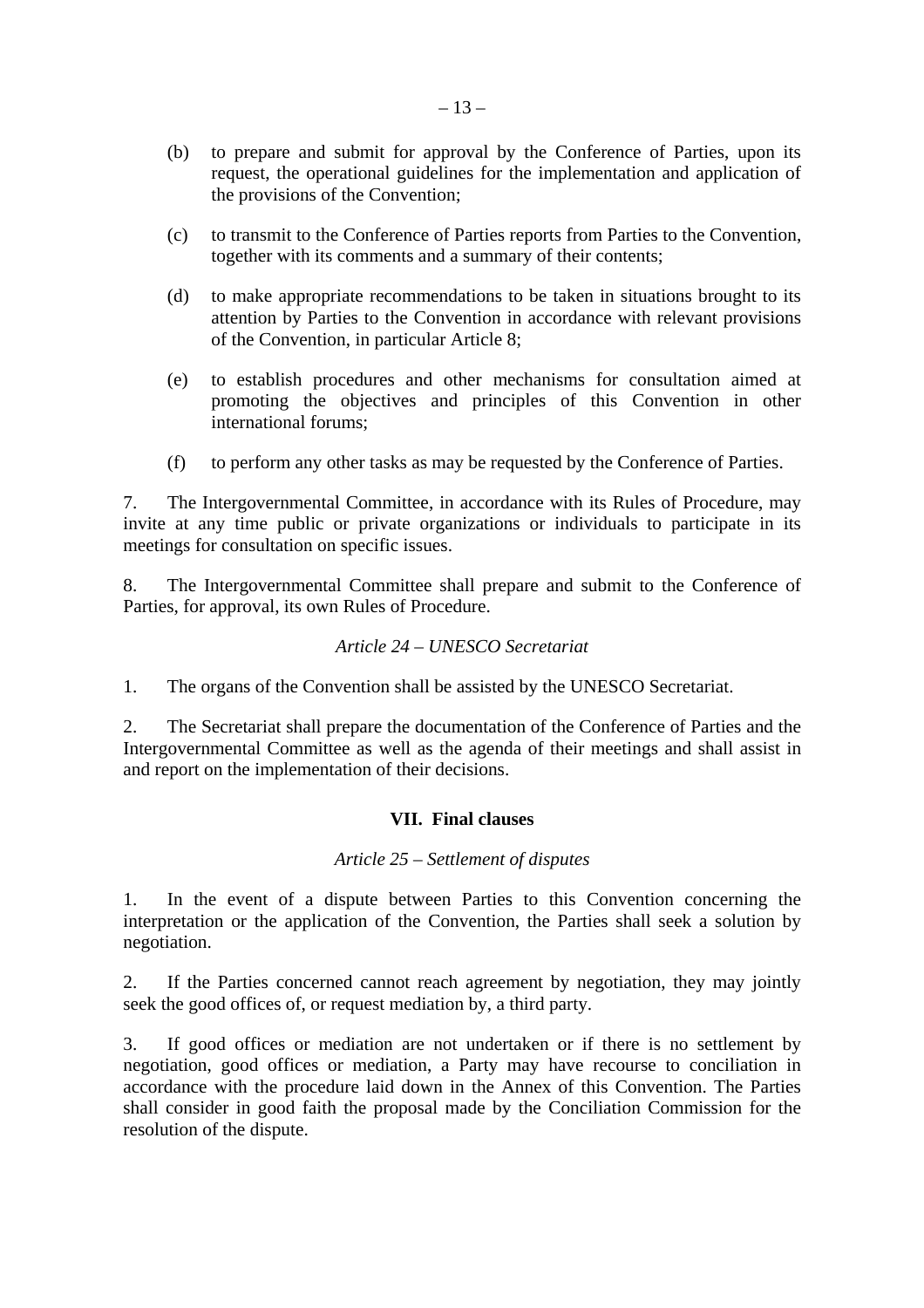(b) to prepare and submit for approval by the Conference of Parties, upon its request, the operational guidelines for the implementation and application of the provisions of the Convention;

(c) to transmit to the Conference of Parties reports from Parties to the Convention, together with its comments and a summary of their contents;

(d) to make appropriate recommendations to be taken in situations brought to its attention by Parties to the Convention in accordance with relevant provisions of the Convention, in particular Article 8;

(e) to establish procedures and other mechanisms for consultation aimed at promoting the objectives and principles of this Convention in other international forums;

(f) to perform any other tasks as may be requested by the Conference of Parties.

7. The Intergovernmental Committee, in accordance with its Rules of Procedure, may invite at any time public or private organizations or individuals to participate in its meetings for consultation on specific issues.

8. The Intergovernmental Committee shall prepare and submit to the Conference of Parties, for approval, its own Rules of Procedure.

*Article 24 – UNESCO Secretariat*

1. The organs of the Convention shall be assisted by the UNESCO Secretariat.

2. The Secretariat shall prepare the documentation of the Conference of Parties and the Intergovernmental Committee as well as the agenda of their meetings and shall assist in and report on the implementation of their decisions.

## VII. Final clauses

*Article 25 – Settlement of disputes*

1. In the event of a dispute between Parties to this Convention concerning the interpretation or the application of the Convention, the Parties shall seek a solution by negotiation.

2. If the Parties concerned cannot reach agreement by negotiation, they may jointly seek the good offices of, or request mediation by, a third party.

3. If good offices or mediation are not undertaken or if there is no settlement by negotiation, good offices or mediation, a Party may have recourse to conciliation in accordance with the procedure laid down in the Annex of this Convention. The Parties shall consider in good faith the proposal made by the Conciliation Commission for the resolution of the dispute.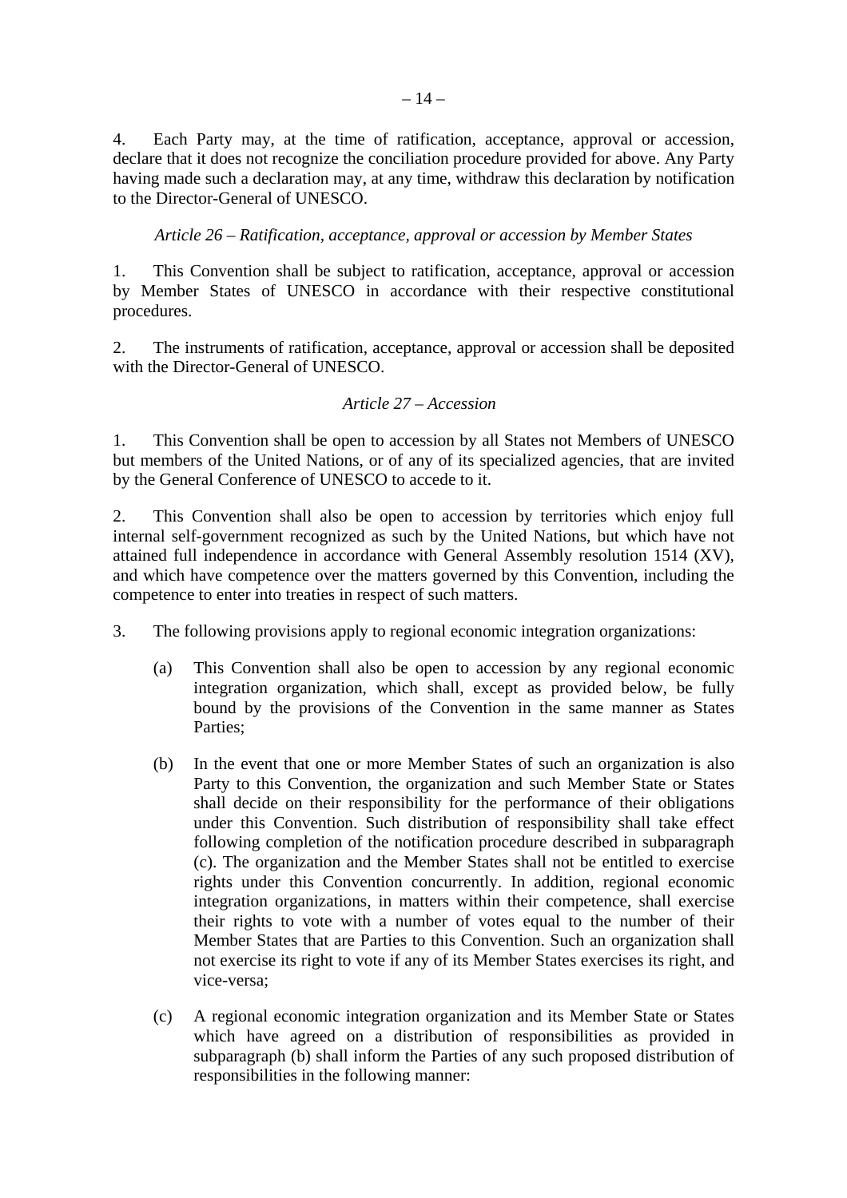4. Each Party may, at the time of ratification, acceptance, approval or accession, declare that it does not recognize the conciliation procedure provided for above. Any Party having made such a declaration may, at any time, withdraw this declaration by notification to the Director-General of UNESCO.

*Article 26 – Ratification, acceptance, approval or accession by Member States*

1. This Convention shall be subject to ratification, acceptance, approval or accession by Member States of UNESCO in accordance with their respective constitutional procedures.

2. The instruments of ratification, acceptance, approval or accession shall be deposited with the Director-General of UNESCO.

*Article 27 – Accession*

1. This Convention shall be open to accession by all States not Members of UNESCO but members of the United Nations, or of any of its specialized agencies, that are invited by the General Conference of UNESCO to accede to it.

2. This Convention shall also be open to accession by territories which enjoy full internal self-government recognized as such by the United Nations, but which have not attained full independence in accordance with General Assembly resolution 1514 (XV), and which have competence over the matters governed by this Convention, including the competence to enter into treaties in respect of such matters.

3. The following provisions apply to regional economic integration organizations:

   (a) This Convention shall also be open to accession by any regional economic integration organization, which shall, except as provided below, be fully bound by the provisions of the Convention in the same manner as States Parties;

   (b) In the event that one or more Member States of such an organization is also Party to this Convention, the organization and such Member State or States shall decide on their responsibility for the performance of their obligations under this Convention. Such distribution of responsibility shall take effect following completion of the notification procedure described in subparagraph (c). The organization and the Member States shall not be entitled to exercise rights under this Convention concurrently. In addition, regional economic integration organizations, in matters within their competence, shall exercise their rights to vote with a number of votes equal to the number of their Member States that are Parties to this Convention. Such an organization shall not exercise its right to vote if any of its Member States exercises its right, and vice-versa;

   (c) A regional economic integration organization and its Member State or States which have agreed on a distribution of responsibilities as provided in subparagraph (b) shall inform the Parties of any such proposed distribution of responsibilities in the following manner: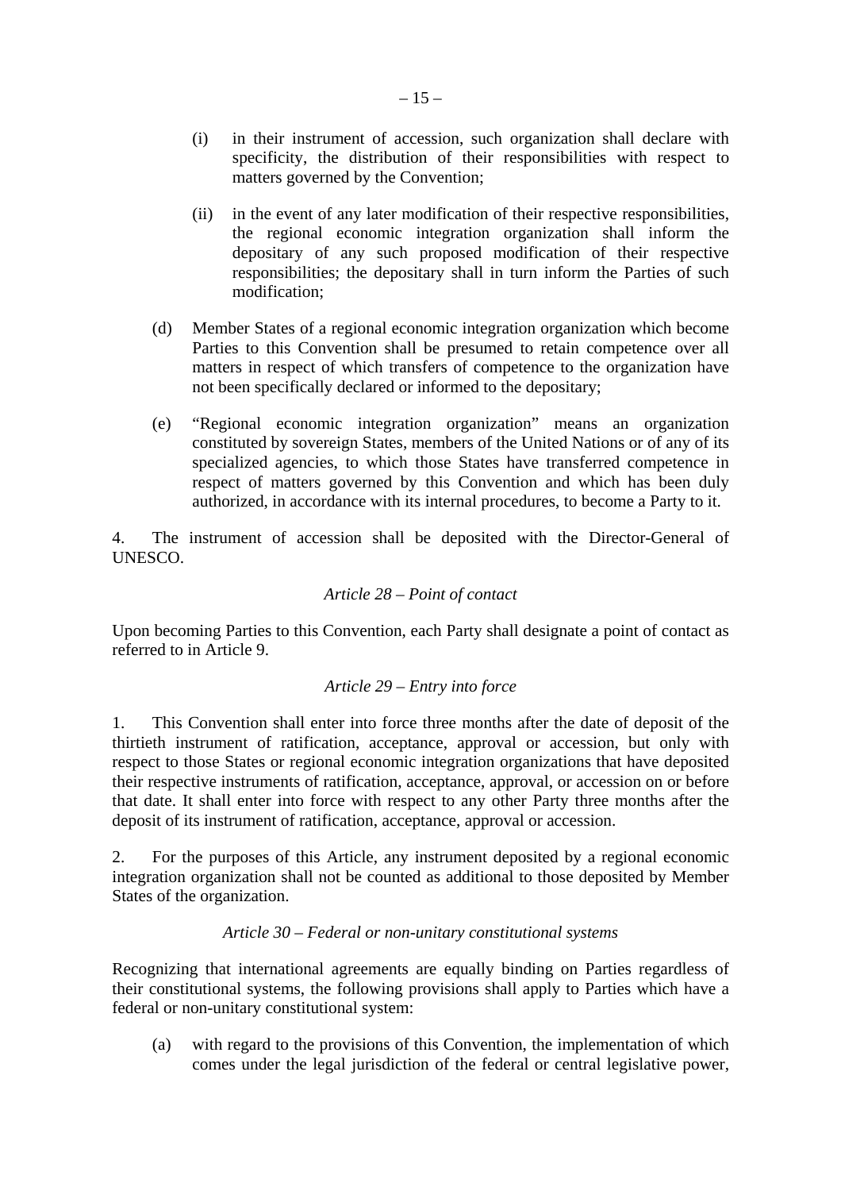(i) in their instrument of accession, such organization shall declare with specificity, the distribution of their responsibilities with respect to matters governed by the Convention;

(ii) in the event of any later modification of their respective responsibilities, the regional economic integration organization shall inform the depositary of any such proposed modification of their respective responsibilities; the depositary shall in turn inform the Parties of such modification;

(d) Member States of a regional economic integration organization which become Parties to this Convention shall be presumed to retain competence over all matters in respect of which transfers of competence to the organization have not been specifically declared or informed to the depositary;

(e) "Regional economic integration organization" means an organization constituted by sovereign States, members of the United Nations or of any of its specialized agencies, to which those States have transferred competence in respect of matters governed by this Convention and which has been duly authorized, in accordance with its internal procedures, to become a Party to it.

4. The instrument of accession shall be deposited with the Director-General of UNESCO.

*Article 28 – Point of contact*

Upon becoming Parties to this Convention, each Party shall designate a point of contact as referred to in Article 9.

*Article 29 – Entry into force*

1. This Convention shall enter into force three months after the date of deposit of the thirtieth instrument of ratification, acceptance, approval or accession, but only with respect to those States or regional economic integration organizations that have deposited their respective instruments of ratification, acceptance, approval, or accession on or before that date. It shall enter into force with respect to any other Party three months after the deposit of its instrument of ratification, acceptance, approval or accession.

2. For the purposes of this Article, any instrument deposited by a regional economic integration organization shall not be counted as additional to those deposited by Member States of the organization.

*Article 30 – Federal or non-unitary constitutional systems*

Recognizing that international agreements are equally binding on Parties regardless of their constitutional systems, the following provisions shall apply to Parties which have a federal or non-unitary constitutional system:

(a) with regard to the provisions of this Convention, the implementation of which comes under the legal jurisdiction of the federal or central legislative power,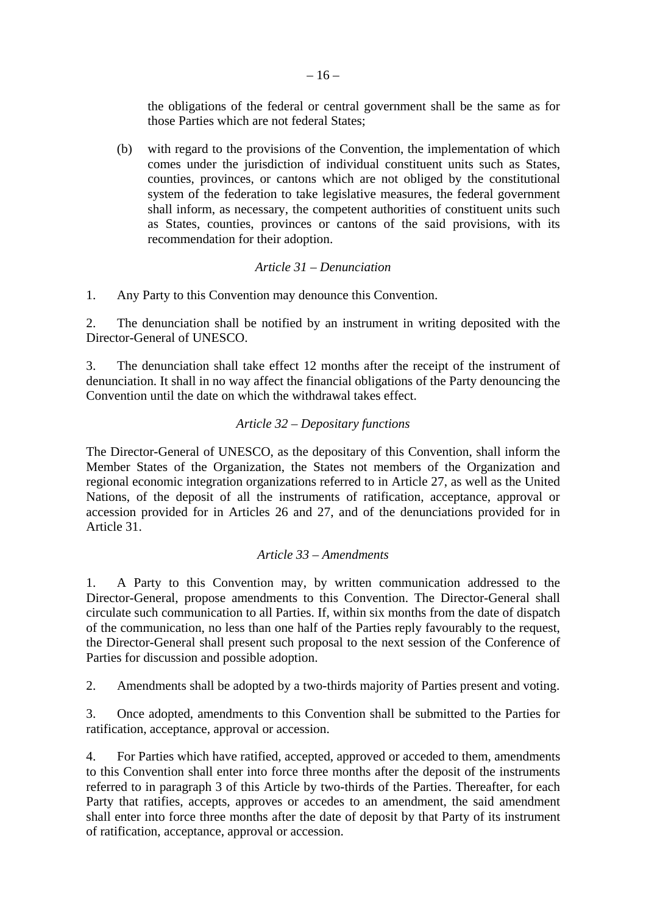the obligations of the federal or central government shall be the same as for those Parties which are not federal States;

(b) with regard to the provisions of the Convention, the implementation of which comes under the jurisdiction of individual constituent units such as States, counties, provinces, or cantons which are not obliged by the constitutional system of the federation to take legislative measures, the federal government shall inform, as necessary, the competent authorities of constituent units such as States, counties, provinces or cantons of the said provisions, with its recommendation for their adoption.

*Article 31 – Denunciation*

1. Any Party to this Convention may denounce this Convention.

2. The denunciation shall be notified by an instrument in writing deposited with the Director-General of UNESCO.

3. The denunciation shall take effect 12 months after the receipt of the instrument of denunciation. It shall in no way affect the financial obligations of the Party denouncing the Convention until the date on which the withdrawal takes effect.

*Article 32 – Depositary functions*

The Director-General of UNESCO, as the depositary of this Convention, shall inform the Member States of the Organization, the States not members of the Organization and regional economic integration organizations referred to in Article 27, as well as the United Nations, of the deposit of all the instruments of ratification, acceptance, approval or accession provided for in Articles 26 and 27, and of the denunciations provided for in Article 31.

*Article 33 – Amendments*

1. A Party to this Convention may, by written communication addressed to the Director-General, propose amendments to this Convention. The Director-General shall circulate such communication to all Parties. If, within six months from the date of dispatch of the communication, no less than one half of the Parties reply favourably to the request, the Director-General shall present such proposal to the next session of the Conference of Parties for discussion and possible adoption.

2. Amendments shall be adopted by a two-thirds majority of Parties present and voting.

3. Once adopted, amendments to this Convention shall be submitted to the Parties for ratification, acceptance, approval or accession.

4. For Parties which have ratified, accepted, approved or acceded to them, amendments to this Convention shall enter into force three months after the deposit of the instruments referred to in paragraph 3 of this Article by two-thirds of the Parties. Thereafter, for each Party that ratifies, accepts, approves or accedes to an amendment, the said amendment shall enter into force three months after the date of deposit by that Party of its instrument of ratification, acceptance, approval or accession.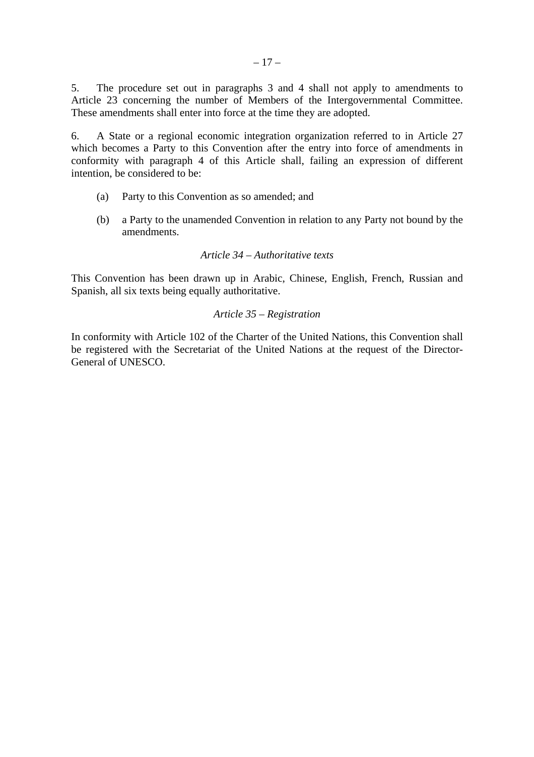5. The procedure set out in paragraphs 3 and 4 shall not apply to amendments to Article 23 concerning the number of Members of the Intergovernmental Committee. These amendments shall enter into force at the time they are adopted.

6. A State or a regional economic integration organization referred to in Article 27 which becomes a Party to this Convention after the entry into force of amendments in conformity with paragraph 4 of this Article shall, failing an expression of different intention, be considered to be:

(a) Party to this Convention as so amended; and

(b) a Party to the unamended Convention in relation to any Party not bound by the amendments.

*Article 34 – Authoritative texts*

This Convention has been drawn up in Arabic, Chinese, English, French, Russian and Spanish, all six texts being equally authoritative.

*Article 35 – Registration*

In conformity with Article 102 of the Charter of the United Nations, this Convention shall be registered with the Secretariat of the United Nations at the request of the Director-General of UNESCO.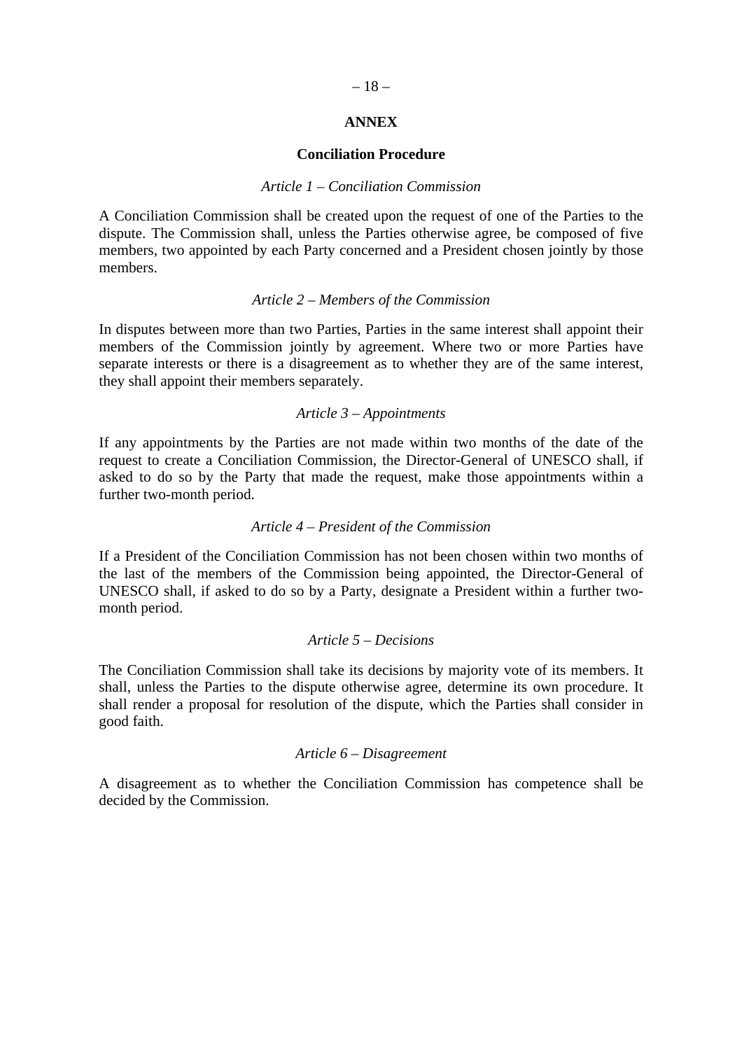## ANNEX

### Conciliation Procedure

*Article 1 – Conciliation Commission*

A Conciliation Commission shall be created upon the request of one of the Parties to the dispute. The Commission shall, unless the Parties otherwise agree, be composed of five members, two appointed by each Party concerned and a President chosen jointly by those members.

*Article 2 – Members of the Commission*

In disputes between more than two Parties, Parties in the same interest shall appoint their members of the Commission jointly by agreement. Where two or more Parties have separate interests or there is a disagreement as to whether they are of the same interest, they shall appoint their members separately.

*Article 3 – Appointments*

If any appointments by the Parties are not made within two months of the date of the request to create a Conciliation Commission, the Director-General of UNESCO shall, if asked to do so by the Party that made the request, make those appointments within a further two-month period.

*Article 4 – President of the Commission*

If a President of the Conciliation Commission has not been chosen within two months of the last of the members of the Commission being appointed, the Director-General of UNESCO shall, if asked to do so by a Party, designate a President within a further two-month period.

*Article 5 – Decisions*

The Conciliation Commission shall take its decisions by majority vote of its members. It shall, unless the Parties to the dispute otherwise agree, determine its own procedure. It shall render a proposal for resolution of the dispute, which the Parties shall consider in good faith.

*Article 6 – Disagreement*

A disagreement as to whether the Conciliation Commission has competence shall be decided by the Commission.